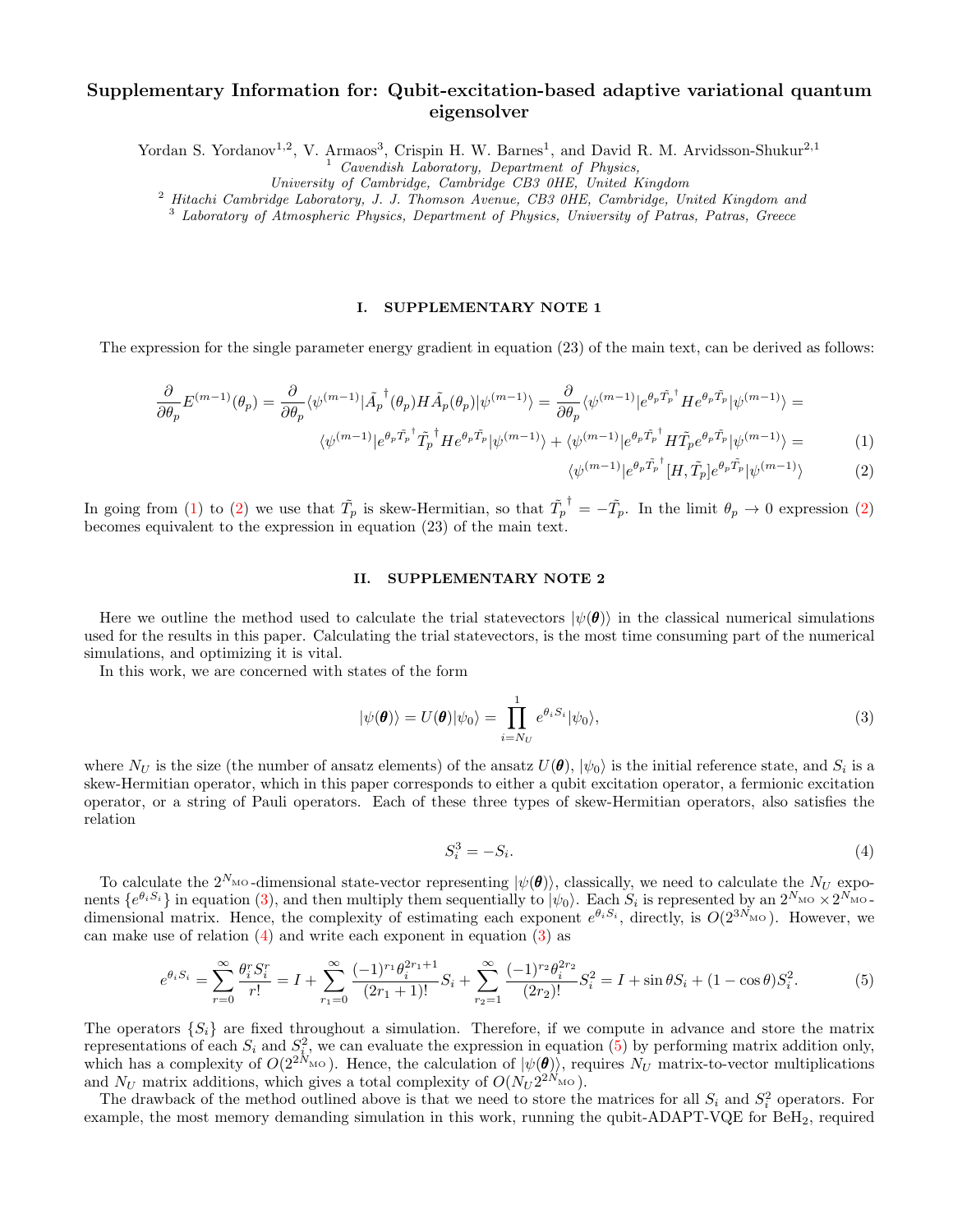# Supplementary Information for: Qubit-excitation-based adaptive variational quantum eigensolver

Yordan S. Yordanov[1,2], V. Armaos[3], Crispin H. W. Barnes[1], and David R. M. Arvidsson-Shukur[2,1]

[1] *Cavendish Laboratory, Department of Physics, University of Cambridge, Cambridge CB3 0HE, United Kingdom*

[2] *Hitachi Cambridge Laboratory, J. J. Thomson Avenue, CB3 0HE, Cambridge, United Kingdom and*

[3] *Laboratory of Atmospheric Physics, Department of Physics, University of Patras, Patras, Greece*

## I. SUPPLEMENTARY NOTE 1

The expression for the single parameter energy gradient in equation (23) of the main text, can be derived as follows:

$$\frac{\partial}{\partial\theta_p}E^{(m-1)}(\theta_p) = \frac{\partial}{\partial\theta_p}\langle\psi^{(m-1)}|\tilde{A}_p{}^{\dagger}(\theta_p)H\tilde{A}_p(\theta_p)|\psi^{(m-1)}\rangle = \frac{\partial}{\partial\theta_p}\langle\psi^{(m-1)}|e^{\theta_p\tilde{T}_p{}^{\dagger}}He^{\theta_p\tilde{T}_p}|\psi^{(m-1)}\rangle =$$

$$\langle\psi^{(m-1)}|e^{\theta_p\tilde{T}_p{}^{\dagger}}\tilde{T}_p{}^{\dagger}He^{\theta_p\tilde{T}_p}|\psi^{(m-1)}\rangle + \langle\psi^{(m-1)}|e^{\theta_p\tilde{T}_p{}^{\dagger}}H\tilde{T}_pe^{\theta_p\tilde{T}_p}|\psi^{(m-1)}\rangle = \tag{1}$$

$$\langle\psi^{(m-1)}|e^{\theta_p\tilde{T}_p{}^{\dagger}}[H,\tilde{T}_p]e^{\theta_p\tilde{T}_p}|\psi^{(m-1)}\rangle \tag{2}$$

In going from (1) to (2) we use that $\tilde{T}_p$ is skew-Hermitian, so that $\tilde{T}_p{}^{\dagger} = -\tilde{T}_p$. In the limit $\theta_p \to 0$ expression (2) becomes equivalent to the expression in equation (23) of the main text.

## II. SUPPLEMENTARY NOTE 2

Here we outline the method used to calculate the trial statevectors $|\psi(\boldsymbol{\theta})\rangle$ in the classical numerical simulations used for the results in this paper. Calculating the trial statevectors, is the most time consuming part of the numerical simulations, and optimizing it is vital.

In this work, we are concerned with states of the form

$$|\psi(\boldsymbol{\theta})\rangle = U(\boldsymbol{\theta})|\psi_0\rangle = \prod_{i=N_U}^{1} e^{\theta_i S_i}|\psi_0\rangle, \tag{3}$$

where $N_U$ is the size (the number of ansatz elements) of the ansatz $U(\boldsymbol{\theta})$, $|\psi_0\rangle$ is the initial reference state, and $S_i$ is a skew-Hermitian operator, which in this paper corresponds to either a qubit excitation operator, a fermionic excitation operator, or a string of Pauli operators. Each of these three types of skew-Hermitian operators, also satisfies the relation

$$S_i^3 = -S_i. \tag{4}$$

To calculate the $2^{N_{\text{MO}}}$-dimensional state-vector representing $|\psi(\boldsymbol{\theta})\rangle$, classically, we need to calculate the $N_U$ exponents $\{e^{\theta_i S_i}\}$ in equation (3), and then multiply them sequentially to $|\psi_0\rangle$. Each $S_i$ is represented by an $2^{N_{\text{MO}}} \times 2^{N_{\text{MO}}}$-dimensional matrix. Hence, the complexity of estimating each exponent $e^{\theta_i S_i}$, directly, is $O(2^{3N_{\text{MO}}})$. However, we can make use of relation (4) and write each exponent in equation (3) as

$$e^{\theta_i S_i} = \sum_{r=0}^{\infty}\frac{\theta_i^r S_i^r}{r!} = I + \sum_{r_1=0}^{\infty}\frac{(-1)^{r_1}\theta_i^{2r_1+1}}{(2r_1+1)!}S_i + \sum_{r_2=1}^{\infty}\frac{(-1)^{r_2}\theta_i^{2r_2}}{(2r_2)!}S_i^2 = I + \sin\theta S_i + (1-\cos\theta)S_i^2. \tag{5}$$

The operators $\{S_i\}$ are fixed throughout a simulation. Therefore, if we compute in advance and store the matrix representations of each $S_i$ and $S_i^2$, we can evaluate the expression in equation (5) by performing matrix addition only, which has a complexity of $O(2^{2N_{\text{MO}}})$. Hence, the calculation of $|\psi(\boldsymbol{\theta})\rangle$, requires $N_U$ matrix-to-vector multiplications and $N_U$ matrix additions, which gives a total complexity of $O(N_U 2^{2N_{\text{MO}}})$.

The drawback of the method outlined above is that we need to store the matrices for all $S_i$ and $S_i^2$ operators. For example, the most memory demanding simulation in this work, running the qubit-ADAPT-VQE for $BeH_2$, required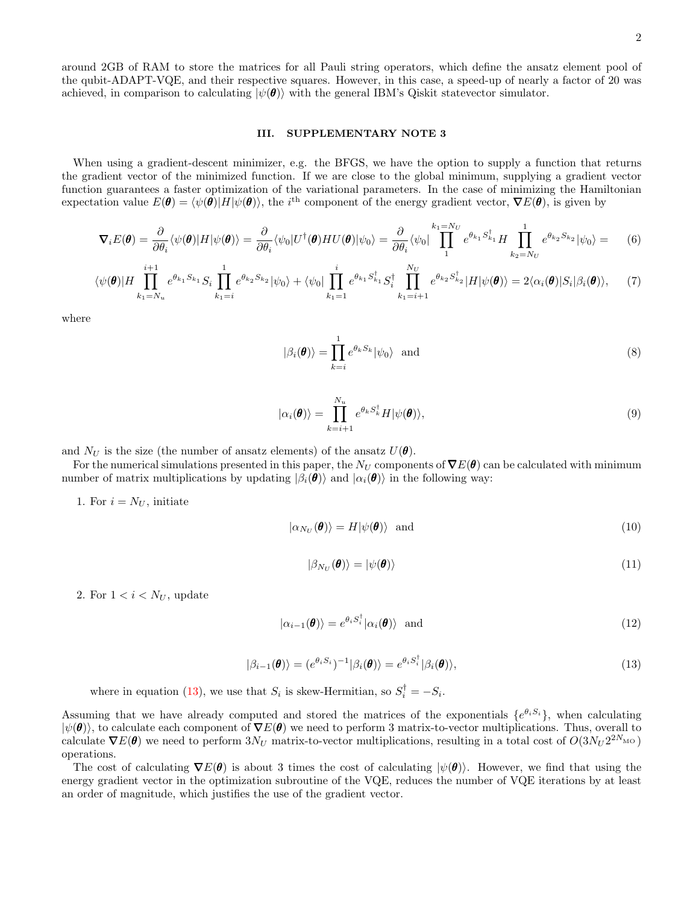around 2GB of RAM to store the matrices for all Pauli string operators, which define the ansatz element pool of the qubit-ADAPT-VQE, and their respective squares. However, in this case, a speed-up of nearly a factor of 20 was achieved, in comparison to calculating $|\psi(\boldsymbol{\theta})\rangle$ with the general IBM's Qiskit statevector simulator.

## III. SUPPLEMENTARY NOTE 3

When using a gradient-descent minimizer, e.g. the BFGS, we have the option to supply a function that returns the gradient vector of the minimized function. If we are close to the global minimum, supplying a gradient vector function guarantees a faster optimization of the variational parameters. In the case of minimizing the Hamiltonian expectation value $E(\boldsymbol{\theta}) = \langle\psi(\boldsymbol{\theta})|H|\psi(\boldsymbol{\theta})\rangle$, the $i^{\text{th}}$ component of the energy gradient vector, $\boldsymbol{\nabla}E(\boldsymbol{\theta})$, is given by

$$\boldsymbol{\nabla}_i E(\boldsymbol{\theta}) = \frac{\partial}{\partial\theta_i}\langle\psi(\boldsymbol{\theta})|H|\psi(\boldsymbol{\theta})\rangle = \frac{\partial}{\partial\theta_i}\langle\psi_0|U^\dagger(\boldsymbol{\theta})HU(\boldsymbol{\theta})|\psi_0\rangle = \frac{\partial}{\partial\theta_i}\langle\psi_0|\prod_{1}^{k_1=N_U} e^{\theta_{k_1}S_{k_1}^\dagger} H \prod_{k_2=N_U}^{1} e^{\theta_{k_2}S_{k_2}}|\psi_0\rangle = \tag{6}$$

$$\langle\psi(\boldsymbol{\theta})|H\prod_{k_1=N_u}^{i+1} e^{\theta_{k_1}S_{k_1}} S_i \prod_{k_1=i}^{1} e^{\theta_{k_2}S_{k_2}}|\psi_0\rangle + \langle\psi_0|\prod_{k_1=1}^{i} e^{\theta_{k_1}S_{k_1}^\dagger} S_i^\dagger \prod_{k_1=i+1}^{N_U} e^{\theta_{k_2}S_{k_2}^\dagger}|H|\psi(\boldsymbol{\theta})\rangle = 2\langle\alpha_i(\boldsymbol{\theta})|S_i|\beta_i(\boldsymbol{\theta})\rangle, \tag{7}$$

where

$$|\beta_i(\boldsymbol{\theta})\rangle = \prod_{k=i}^{1} e^{\theta_k S_k}|\psi_0\rangle \;\; \text{and} \tag{8}$$

$$|\alpha_i(\boldsymbol{\theta})\rangle = \prod_{k=i+1}^{N_u} e^{\theta_k S_k^\dagger} H|\psi(\boldsymbol{\theta})\rangle, \tag{9}$$

and $N_U$ is the size (the number of ansatz elements) of the ansatz $U(\boldsymbol{\theta})$.

For the numerical simulations presented in this paper, the $N_U$ components of $\boldsymbol{\nabla}E(\boldsymbol{\theta})$ can be calculated with minimum number of matrix multiplications by updating $|\beta_i(\boldsymbol{\theta})\rangle$ and $|\alpha_i(\boldsymbol{\theta})\rangle$ in the following way:

1. For $i = N_U$, initiate

$$|\alpha_{N_U}(\boldsymbol{\theta})\rangle = H|\psi(\boldsymbol{\theta})\rangle \;\; \text{and} \tag{10}$$

$$|\beta_{N_U}(\boldsymbol{\theta})\rangle = |\psi(\boldsymbol{\theta})\rangle \tag{11}$$

2. For $1 < i < N_U$, update

$$|\alpha_{i-1}(\boldsymbol{\theta})\rangle = e^{\theta_i S_i^\dagger}|\alpha_i(\boldsymbol{\theta})\rangle \;\; \text{and} \tag{12}$$

$$|\beta_{i-1}(\boldsymbol{\theta})\rangle = (e^{\theta_i S_i})^{-1}|\beta_i(\boldsymbol{\theta})\rangle = e^{\theta_i S_i^\dagger}|\beta_i(\boldsymbol{\theta})\rangle, \tag{13}$$

where in equation (13), we use that $S_i$ is skew-Hermitian, so $S_i^\dagger = -S_i$.

Assuming that we have already computed and stored the matrices of the exponentials $\{e^{\theta_i S_i}\}$, when calculating $|\psi(\boldsymbol{\theta})\rangle$, to calculate each component of $\boldsymbol{\nabla}E(\boldsymbol{\theta})$ we need to perform 3 matrix-to-vector multiplications. Thus, overall to calculate $\boldsymbol{\nabla}E(\boldsymbol{\theta})$ we need to perform $3N_U$ matrix-to-vector multiplications, resulting in a total cost of $O(3N_U 2^{2N_{\text{MO}}})$ operations.

The cost of calculating $\boldsymbol{\nabla}E(\boldsymbol{\theta})$ is about 3 times the cost of calculating $|\psi(\boldsymbol{\theta})\rangle$. However, we find that using the energy gradient vector in the optimization subroutine of the VQE, reduces the number of VQE iterations by at least an order of magnitude, which justifies the use of the gradient vector.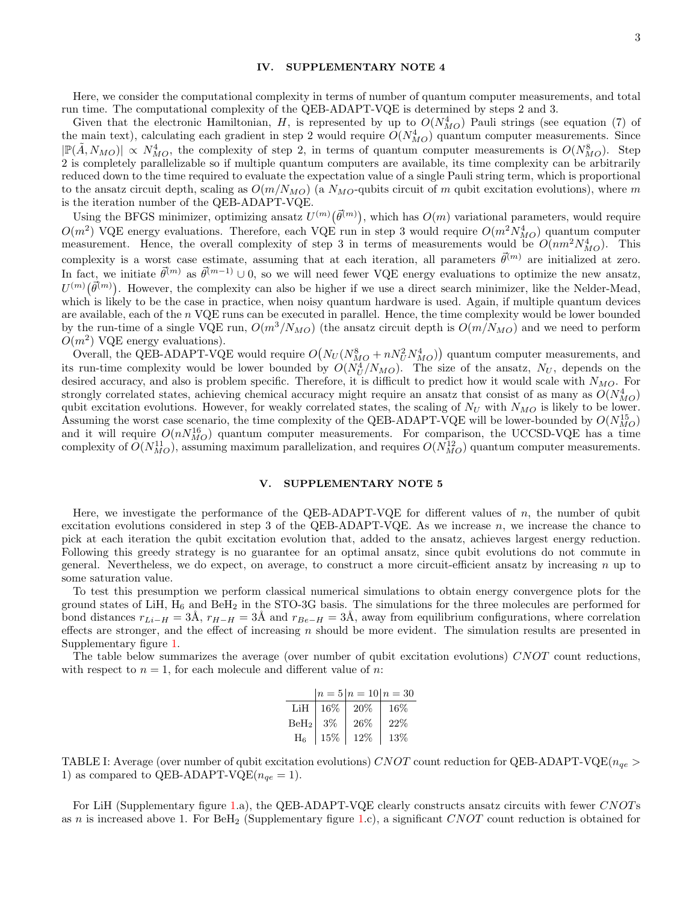## IV. SUPPLEMENTARY NOTE 4

Here, we consider the computational complexity in terms of number of quantum computer measurements, and total run time. The computational complexity of the QEB-ADAPT-VQE is determined by steps 2 and 3.

Given that the electronic Hamiltonian, $H$, is represented by up to $O(N_{MO}^4)$ Pauli strings (see equation (7) of the main text), calculating each gradient in step 2 would require $O(N_{MO}^4)$ quantum computer measurements. Since $|\mathbb{P}(\tilde{A}, N_{MO})| \propto N_{MO}^4$, the complexity of step 2, in terms of quantum computer measurements is $O(N_{MO}^8)$. Step 2 is completely parallelizable so if multiple quantum computers are available, its time complexity can be arbitrarily reduced down to the time required to evaluate the expectation value of a single Pauli string term, which is proportional to the ansatz circuit depth, scaling as $O(m/N_{MO})$ (a $N_{MO}$-qubits circuit of $m$ qubit excitation evolutions), where $m$ is the iteration number of the QEB-ADAPT-VQE.

Using the BFGS minimizer, optimizing ansatz $U^{(m)}(\vec{\theta}^{(m)})$, which has $O(m)$ variational parameters, would require $O(m^2)$ VQE energy evaluations. Therefore, each VQE run in step 3 would require $O(m^2 N_{MO}^4)$ quantum computer measurement. Hence, the overall complexity of step 3 in terms of measurements would be $O(nm^2 N_{MO}^4)$. This complexity is a worst case estimate, assuming that at each iteration, all parameters $\vec{\theta}^{(m)}$ are initialized at zero. In fact, we initiate $\vec{\theta}^{(m)}$ as $\vec{\theta}^{(m-1)} \cup 0$, so we will need fewer VQE energy evaluations to optimize the new ansatz, $U^{(m)}(\vec{\theta}^{(m)})$. However, the complexity can also be higher if we use a direct search minimizer, like the Nelder-Mead, which is likely to be the case in practice, when noisy quantum hardware is used. Again, if multiple quantum devices are available, each of the $n$ VQE runs can be executed in parallel. Hence, the time complexity would be lower bounded by the run-time of a single VQE run, $O(m^3/N_{MO})$ (the ansatz circuit depth is $O(m/N_{MO})$ and we need to perform $O(m^2)$ VQE energy evaluations).

Overall, the QEB-ADAPT-VQE would require $O\big(N_U(N_{MO}^8 + nN_U^2 N_{MO}^4)\big)$ quantum computer measurements, and its run-time complexity would be lower bounded by $O(N_U^4/N_{MO})$. The size of the ansatz, $N_U$, depends on the desired accuracy, and also is problem specific. Therefore, it is difficult to predict how it would scale with $N_{MO}$. For strongly correlated states, achieving chemical accuracy might require an ansatz that consist of as many as $O(N_{MO}^4)$ qubit excitation evolutions. However, for weakly correlated states, the scaling of $N_U$ with $N_{MO}$ is likely to be lower. Assuming the worst case scenario, the time complexity of the QEB-ADAPT-VQE will be lower-bounded by $O(N_{MO}^{15})$ and it will require $O(nN_{MO}^{16})$ quantum computer measurements. For comparison, the UCCSD-VQE has a time complexity of $O(N_{MO}^{11})$, assuming maximum parallelization, and requires $O(N_{MO}^{12})$ quantum computer measurements.

## V. SUPPLEMENTARY NOTE 5

Here, we investigate the performance of the QEB-ADAPT-VQE for different values of $n$, the number of qubit excitation evolutions considered in step 3 of the QEB-ADAPT-VQE. As we increase $n$, we increase the chance to pick at each iteration the qubit excitation evolution that, added to the ansatz, achieves largest energy reduction. Following this greedy strategy is no guarantee for an optimal ansatz, since qubit evolutions do not commute in general. Nevertheless, we do expect, on average, to construct a more circuit-efficient ansatz by increasing $n$ up to some saturation value.

To test this presumption we perform classical numerical simulations to obtain energy convergence plots for the ground states of LiH, $H_6$ and $BeH_2$ in the STO-3G basis. The simulations for the three molecules are performed for bond distances $r_{Li-H} = 3$Å, $r_{H-H} = 3$Å and $r_{Be-H} = 3$Å, away from equilibrium configurations, where correlation effects are stronger, and the effect of increasing $n$ should be more evident. The simulation results are presented in Supplementary figure 1.

The table below summarizes the average (over number of qubit excitation evolutions) $CNOT$ count reductions, with respect to $n = 1$, for each molecule and different value of $n$:

| | $n=5$ | $n=10$ | $n=30$ |
|---|---|---|---|
| LiH | 16% | 20% | 16% |
| $BeH_2$ | 3% | 26% | 22% |
| $H_6$ | 15% | 12% | 13% |

TABLE I: Average (over number of qubit excitation evolutions) $CNOT$ count reduction for QEB-ADAPT-VQE($n_{qe} > 1$) as compared to QEB-ADAPT-VQE($n_{qe} = 1$).

For LiH (Supplementary figure 1.a), the QEB-ADAPT-VQE clearly constructs ansatz circuits with fewer $CNOT$s as $n$ is increased above 1. For $BeH_2$ (Supplementary figure 1.c), a significant $CNOT$ count reduction is obtained for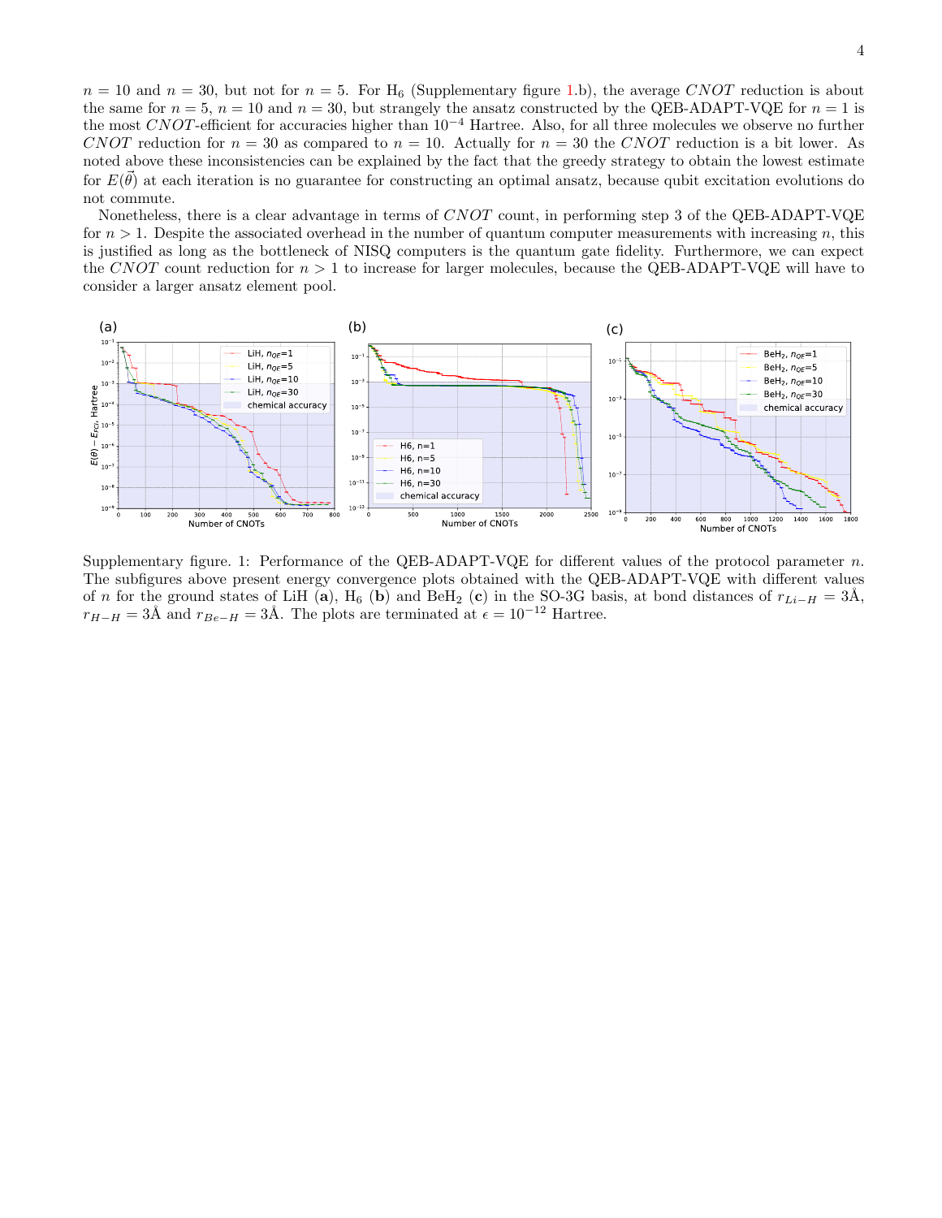$n = 10$ and $n = 30$, but not for $n = 5$. For $H_6$ (Supplementary figure 1.b), the average $CNOT$ reduction is about the same for $n = 5$, $n = 10$ and $n = 30$, but strangely the ansatz constructed by the QEB-ADAPT-VQE for $n = 1$ is the most $CNOT$-efficient for accuracies higher than $10^{-4}$ Hartree. Also, for all three molecules we observe no further $CNOT$ reduction for $n = 30$ as compared to $n = 10$. Actually for $n = 30$ the $CNOT$ reduction is a bit lower. As noted above these inconsistencies can be explained by the fact that the greedy strategy to obtain the lowest estimate for $E(\vec{\theta})$ at each iteration is no guarantee for constructing an optimal ansatz, because qubit excitation evolutions do not commute.

Nonetheless, there is a clear advantage in terms of $CNOT$ count, in performing step 3 of the QEB-ADAPT-VQE for $n > 1$. Despite the associated overhead in the number of quantum computer measurements with increasing $n$, this is justified as long as the bottleneck of NISQ computers is the quantum gate fidelity. Furthermore, we can expect the $CNOT$ count reduction for $n > 1$ to increase for larger molecules, because the QEB-ADAPT-VQE will have to consider a larger ansatz element pool.

(a)

LiH, $n_{QE}$=1
LiH, $n_{QE}$=5
LiH, $n_{QE}$=10
LiH, $n_{QE}$=30
chemical accuracy

$E(\theta) - E_{FCI}$, Hartree

Number of CNOTs

(b)

H6, n=1
H6, n=5
H6, n=10
H6, n=30
chemical accuracy

Number of CNOTs

(c)

BeH$_2$, $n_{QE}$=1
BeH$_2$, $n_{QE}$=5
BeH$_2$, $n_{QE}$=10
BeH$_2$, $n_{QE}$=30
chemical accuracy

Number of CNOTs

Supplementary figure. 1: Performance of the QEB-ADAPT-VQE for different values of the protocol parameter $n$. The subfigures above present energy convergence plots obtained with the QEB-ADAPT-VQE with different values of $n$ for the ground states of LiH (**a**), $H_6$ (**b**) and $BeH_2$ (**c**) in the SO-3G basis, at bond distances of $r_{Li-H} = 3$Å, $r_{H-H} = 3$Å and $r_{Be-H} = 3$Å. The plots are terminated at $\epsilon = 10^{-12}$ Hartree.